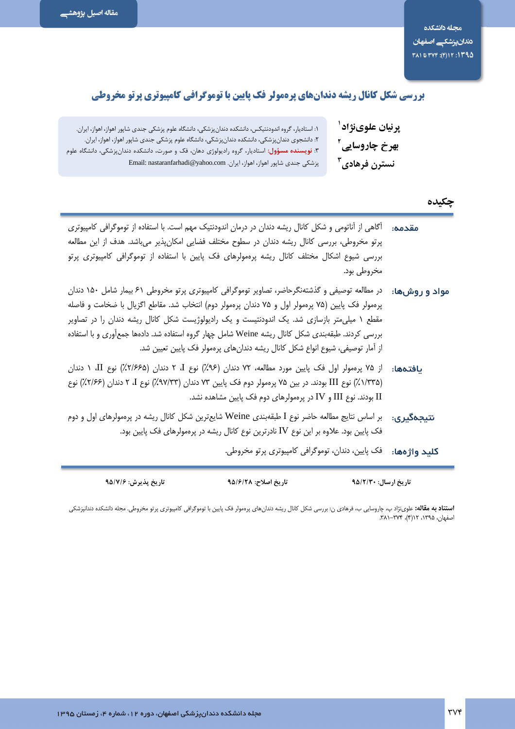مقاله اصیل پژوهشی

# بررسی شکل کانال ریشه دندان‌های پره‌مولر فک پایین با توموگرافی کامپیوتری پرتو مخروطی

**پرنیان علوی‌نژاد**[1]
**بهرخ چاروسایی**[2]
**نسترن فرهادی**[3]

۱: استادیار، گروه اندودنتیکس، دانشکده دندان‌پزشکی، دانشگاه علوم پزشکی جندی شاپور اهواز، اهواز، ایران.
۲: دانشجوی دندان‌پزشکی، دانشکده دندان‌پزشکی، دانشگاه علوم پزشکی جندی شاپور اهواز، اهواز، ایران.
۳: **نویسنده مسؤول:** استادیار، گروه رادیولوژی دهان، فک و صورت، دانشکده دندان‌پزشکی، دانشگاه علوم پزشکی جندی شاپور اهواز، اهواز، ایران. Email: nastaranfarhadi@yahoo.com

## چکیده

**مقدمه:** آگاهی از آناتومی و شکل کانال ریشه دندان در درمان اندودنتیک مهم است. با استفاده از توموگرافی کامپیوتری پرتو مخروطی، بررسی کانال ریشه دندان در سطوح مختلف فضایی امکان‌پذیر می‌باشد. هدف از این مطالعه بررسی شیوع اشکال مختلف کانال ریشه پره‌مولرهای فک پایین با استفاده از توموگرافی کامپیوتری پرتو مخروطی بود.

**مواد و روش‌ها:** در مطالعه توصیفی و گذشته‌نگرحاضر، تصاویر توموگرافی کامپیوتری پرتو مخروطی ۶۱ بیمار شامل ۱۵۰ دندان پره‌مولر فک پایین (۷۵ پره‌مولر اول و ۷۵ دندان پره‌مولر دوم) انتخاب شد. مقاطع اگزیال با ضخامت و فاصله مقطع ۱ میلی‌متر بازسازی شد. یک اندودنتیست و یک رادیولوژیست شکل کانال ریشه دندان را در تصاویر بررسی کردند. طبقه‌بندی شکل کانال ریشه Weine شامل چهار گروه استفاده شد. داده‌ها جمع‌آوری و با استفاده از آمار توصیفی، شیوع انواع شکل کانال ریشه دندان‌های پره‌مولر فک پایین تعیین شد.

**یافته‌ها:** از ۷۵ پره‌مولر اول فک پایین مورد مطالعه، ۷۲ دندان (۹۶٪) نوع I، ۲ دندان (۲/۶۶٪) نوع II، ۱ دندان (۱/۳۳۵٪) نوع III بودند. در بین ۷۵ پره‌مولر دوم فک پایین ۷۳ دندان (۹۷/۳۳٪) نوع I، ۲ دندان (۲/۶۶٪) نوع II بودند. نوع III و IV در پره‌مولرهای دوم فک پایین مشاهده نشد.

**نتیجه‌گیری:** بر اساس نتایج مطالعه حاضر نوع I طبقه‌بندی Weine شایع‌ترین شکل کانال ریشه در پره‌مولرهای اول و دوم فک پایین بود. علاوه بر این نوع IV نادرترین نوع کانال ریشه در پره‌مولرهای فک پایین بود.

**کلید واژه‌ها:** فک پایین، دندان، توموگرافی کامپیوتری پرتو مخروطی.

**تاریخ ارسال:** ۹۵/۲/۳۰ **تاریخ اصلاح:** ۹۵/۶/۲۸ **تاریخ پذیرش:** ۹۵/۷/۶

**استناد به مقاله:** علوی‌نژاد پ، چاروسایی ب، فرهادی ن: بررسی شکل کانال ریشه دندان‌های پره‌مولر فک پایین با توموگرافی کامپیوتری پرتو مخروطی. مجله دانشکده دندانپزشکی اصفهان، ۱۳۹۵، ۱۲(۴)، ۳۷۴–۳۸۱.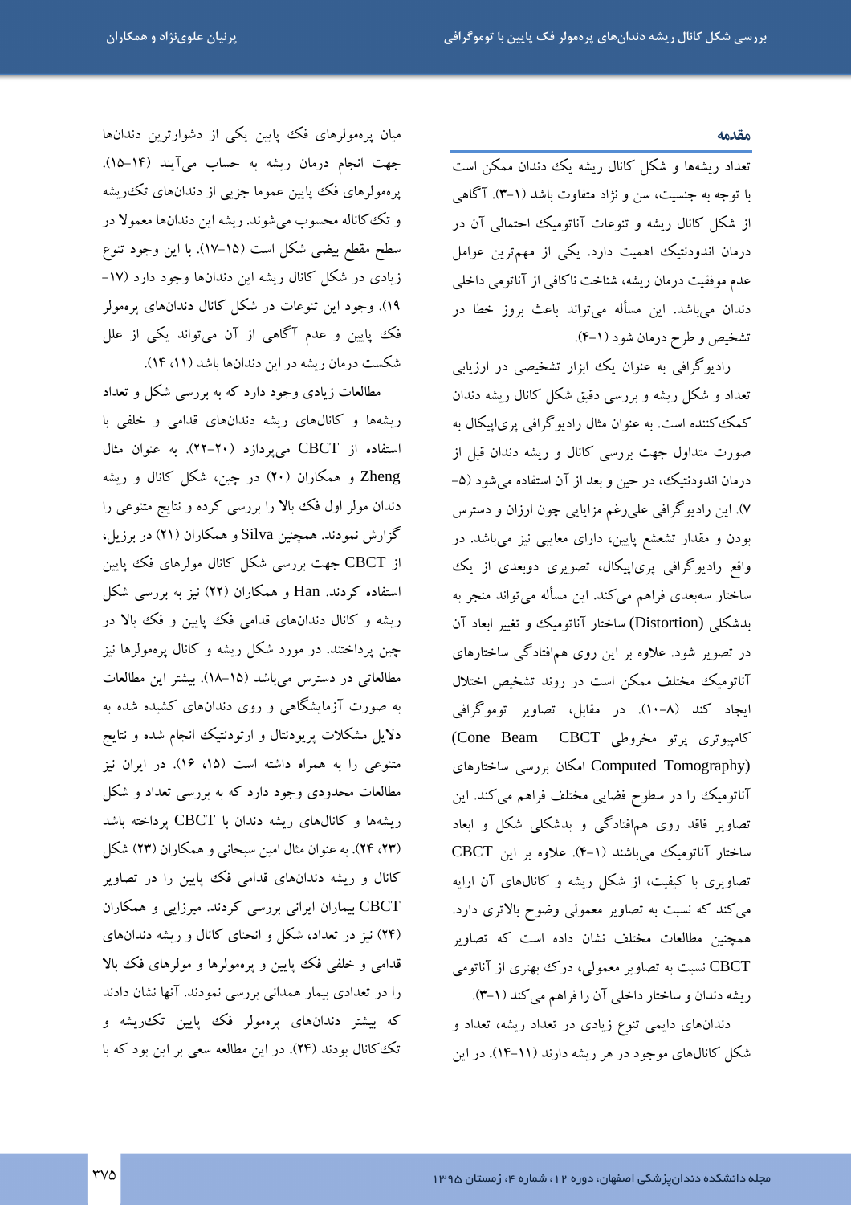## مقدمه

تعداد ریشه‌ها و شکل کانال ریشه یک دندان ممکن است با توجه به جنسیت، سن و نژاد متفاوت باشد (۱-۳). آگاهی از شکل کانال ریشه و تنوعات آناتومیک احتمالی آن در درمان اندودنتیک اهمیت دارد. یکی از مهم‌ترین عوامل عدم موفقیت درمان ریشه، شناخت ناکافی از آناتومی داخلی دندان می‌باشد. این مسأله می‌تواند باعث بروز خطا در تشخیص و طرح درمان شود (۱-۴).

رادیوگرافی به عنوان یک ابزار تشخیصی در ارزیابی تعداد و شکل ریشه و بررسی دقیق شکل کانال ریشه دندان کمک‌کننده است. به عنوان مثال رادیوگرافی پری‌اپیکال به صورت متداول جهت بررسی کانال و ریشه دندان قبل از درمان اندودنتیک، در حین و بعد از آن استفاده می‌شود (۵-۷). این رادیوگرافی علی‌رغم مزایایی چون ارزان و دسترس بودن و مقدار تشعشع پایین، دارای معایبی نیز می‌باشد. در واقع رادیوگرافی پری‌اپیکال، تصویری دوبعدی از یک ساختار سه‌بعدی فراهم می‌کند. این مسأله می‌تواند منجر به بدشکلی (Distortion) ساختار آناتومیک و تغییر ابعاد آن در تصویر شود. علاوه بر این روی هم‌افتادگی ساختارهای آناتومیک مختلف ممکن است در روند تشخیص اختلال ایجاد کند (۸-۱۰). در مقابل، تصاویر توموگرافی کامپیوتری پرتو مخروطی CBCT (Cone Beam Computed Tomography) امکان بررسی ساختارهای آناتومیک را در سطوح فضایی مختلف فراهم می‌کند. این تصاویر فاقد روی هم‌افتادگی و بدشکلی شکل و ابعاد ساختار آناتومیک می‌باشند (۱-۴). علاوه بر این CBCT تصاویری با کیفیت، از شکل ریشه و کانال‌های آن ارایه می‌کند که نسبت به تصاویر معمولی وضوح بالاتری دارد. همچنین مطالعات مختلف نشان داده است که تصاویر CBCT نسبت به تصاویر معمولی، درک بهتری از آناتومی ریشه دندان و ساختار داخلی آن را فراهم می‌کند (۱-۳).

دندان‌های دایمی تنوع زیادی در تعداد ریشه، تعداد و شکل کانال‌های موجود در هر ریشه دارند (۱۱-۱۴). در این میان پره‌مولرهای فک پایین یکی از دشوارترین دندان‌ها جهت انجام درمان ریشه به حساب می‌آیند (۱۴-۱۵). پره‌مولرهای فک پایین عموما جزیی از دندان‌های تک‌ریشه و تک‌کاناله محسوب می‌شوند. ریشه این دندان‌ها معمولا در سطح مقطع بیضی شکل است (۱۵-۱۷). با این وجود تنوع زیادی در شکل کانال ریشه این دندان‌ها وجود دارد (۱۷-۱۹). وجود این تنوعات در شکل کانال دندان‌های پره‌مولر فک پایین و عدم آگاهی از آن می‌تواند یکی از علل شکست درمان ریشه در این دندان‌ها باشد (۱۱، ۱۴).

مطالعات زیادی وجود دارد که به بررسی شکل و تعداد ریشه‌ها و کانال‌های ریشه دندان‌های قدامی و خلفی با استفاده از CBCT می‌پردازد (۲۰-۲۲). به عنوان مثال Zheng و همکاران (۲۰) در چین، شکل کانال و ریشه دندان مولر اول فک بالا را بررسی کرده و نتایج متنوعی را گزارش نمودند. همچنین Silva و همکاران (۲۱) در برزیل، از CBCT جهت بررسی شکل کانال مولرهای فک پایین استفاده کردند. Han و همکاران (۲۲) نیز به بررسی شکل ریشه و کانال دندان‌های قدامی فک پایین و فک بالا در چین پرداختند. در مورد شکل ریشه و کانال پره‌مولرها نیز مطالعاتی در دسترس می‌باشد (۱۵-۱۸). بیشتر این مطالعات به صورت آزمایشگاهی و روی دندان‌های کشیده شده به دلایل مشکلات پریودنتال و ارتودنتیک انجام شده و نتایج متنوعی را به همراه داشته است (۱۵، ۱۶). در ایران نیز مطالعات محدودی وجود دارد که به بررسی تعداد و شکل ریشه‌ها و کانال‌های ریشه دندان با CBCT پرداخته باشد (۲۳، ۲۴). به عنوان مثال امین سبحانی و همکاران (۲۳) شکل کانال و ریشه دندان‌های قدامی فک پایین را در تصاویر CBCT بیماران ایرانی بررسی کردند. میرزایی و همکاران (۲۴) نیز در تعداد، شکل و انحنای کانال و ریشه دندان‌های قدامی و خلفی فک پایین و پره‌مولرها و مولرهای فک بالا را در تعدادی بیمار همدانی بررسی نمودند. آنها نشان دادند که بیشتر دندان‌های پره‌مولر فک پایین تک‌ریشه و تک‌کانال بودند (۲۴). در این مطالعه سعی بر این بود که با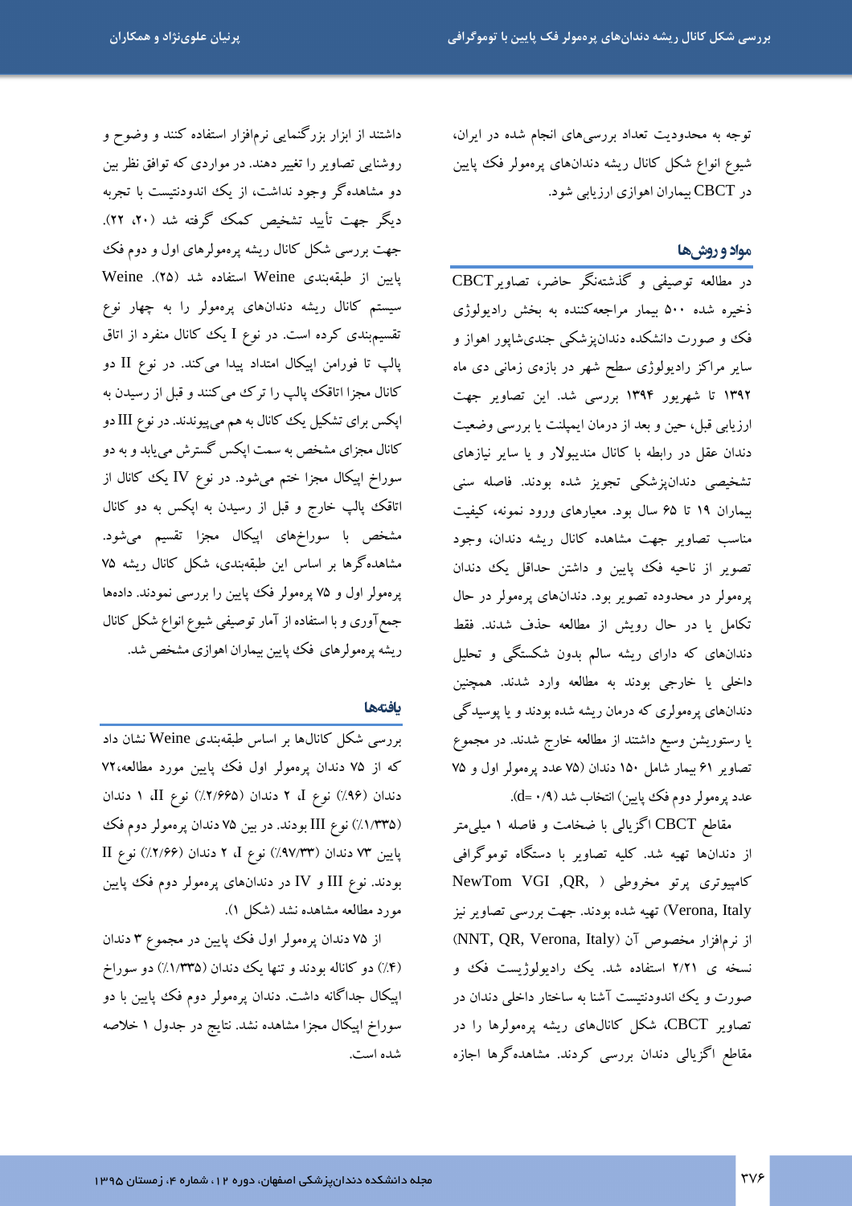توجه به محدودیت تعداد بررسی‌های انجام شده در ایران، شیوع انواع شکل کانال ریشه دندان‌های پره‌مولر فک پایین در CBCT بیماران اهوازی ارزیابی شود.

## مواد و روش‌ها

در مطالعه توصیفی و گذشته‌نگر حاضر، تصاویر CBCT ذخیره شده ۵۰۰ بیمار مراجعه‌کننده به بخش رادیولوژی فک و صورت دانشکده دندان‌پزشکی جندی‌شاپور اهواز و سایر مراکز رادیولوژی سطح شهر در بازه‌ی زمانی دی ماه ۱۳۹۲ تا شهریور ۱۳۹۴ بررسی شد. این تصاویر جهت ارزیابی قبل، حین و بعد از درمان ایمپلنت یا بررسی وضعیت دندان عقل در رابطه با کانال مندیبولار و یا سایر نیازهای تشخیصی دندان‌پزشکی تجویز شده بودند. فاصله سنی بیماران ۱۹ تا ۶۵ سال بود. معیارهای ورود نمونه، کیفیت مناسب تصاویر جهت مشاهده کانال ریشه دندان، وجود تصویر از ناحیه فک پایین و داشتن حداقل یک دندان پره‌مولر در محدوده تصویر بود. دندان‌های پره‌مولر در حال تکامل یا در حال رویش از مطالعه حذف شدند. فقط دندان‌هایی که دارای ریشه سالم بدون شکستگی و تحلیل داخلی یا خارجی بودند به مطالعه وارد شدند. همچنین دندان‌های پره‌مولری که درمان ریشه شده بودند و یا پوسیدگی یا رستوریشن وسیع داشتند از مطالعه خارج شدند. در مجموع تصاویر ۶۱ بیمار شامل ۱۵۰ دندان (۷۵ عدد پره‌مولر اول و ۷۵ عدد پره‌مولر دوم فک پایین) انتخاب شد (d= ۰/۹).

مقاطع CBCT اگزیالی با ضخامت و فاصله ۱ میلی‌متر از دندان‌ها تهیه شد. کلیه تصاویر با دستگاه توموگرافی کامپیوتری پرتو مخروطی (NewTom VGI ,QR, Verona, Italy) تهیه شده بودند. جهت بررسی تصاویر نیز از نرم‌افزار مخصوص آن (NNT, QR, Verona, Italy) نسخه ی ۲/۲۱ استفاده شد. یک رادیولوژیست فک و صورت و یک اندودنتیست آشنا به ساختار داخلی دندان در تصاویر CBCT، شکل کانال‌های ریشه پره‌مولرها را در مقاطع اگزیالی دندان بررسی کردند. مشاهده‌گرها اجازه داشتند از ابزار بزرگنمایی نرم‌افزار استفاده کنند و وضوح و روشنایی تصاویر را تغییر دهند. در مواردی که توافق نظر بین دو مشاهده‌گر وجود نداشت، از یک اندودنتیست با تجربه دیگر جهت تأیید تشخیص کمک گرفته شد (۲۰، ۲۲).

جهت بررسی شکل کانال ریشه پره‌مولرهای اول و دوم فک پایین از طبقه‌بندی Weine استفاده شد (۲۵). Weine سیستم کانال ریشه دندان‌های پره‌مولر را به چهار نوع تقسیم‌بندی کرده است. در نوع I یک کانال منفرد از اتاق پالپ تا فورامن اپیکال امتداد پیدا می‌کند. در نوع II دو کانال مجزا اتاقک پالپ را ترک می‌کنند و قبل از رسیدن به اپکس برای تشکیل یک کانال به هم می‌پیوندند. در نوع III دو کانال مجزای مشخص به سمت اپکس گسترش می‌یابد و به دو سوراخ اپیکال مجزا ختم می‌شود. در نوع IV یک کانال از اتاقک پالپ خارج و قبل از رسیدن به اپکس به دو کانال مشخص با سوراخ‌های اپیکال مجزا تقسیم می‌شود. مشاهده‌گرها بر اساس این طبقه‌بندی، شکل کانال ریشه ۷۵ پره‌مولر اول و ۷۵ پره‌مولر فک پایین را بررسی نمودند. داده‌ها جمع‌آوری و با استفاده از آمار توصیفی شیوع انواع شکل کانال ریشه پره‌مولرهای فک پایین بیماران اهوازی مشخص شد.

## یافته‌ها

بررسی شکل کانال‌ها بر اساس طبقه‌بندی Weine نشان داد که از ۷۵ دندان پره‌مولر اول فک پایین مورد مطالعه، ۷۲ دندان (۹۶٪) نوع I، ۲ دندان (۲/۶۶٪) نوع II، ۱ دندان (۱/۳۳۵٪) نوع III بودند. در بین ۷۵ دندان پره‌مولر دوم فک پایین ۷۳ دندان (۹۷/۳۳٪) نوع I، ۲ دندان (۲/۶۶٪) نوع II بودند. نوع III و IV در دندان‌های پره‌مولر دوم فک پایین مورد مطالعه مشاهده نشد (شکل ۱).

از ۷۵ دندان پره‌مولر اول فک پایین در مجموع ۳ دندان (۴٪) دو کاناله بودند و تنها یک دندان (۱/۳۳۵٪) دو سوراخ اپیکال جداگانه داشت. دندان پره‌مولر دوم فک پایین با دو سوراخ اپیکال مجزا مشاهده نشد. نتایج در جدول ۱ خلاصه شده است.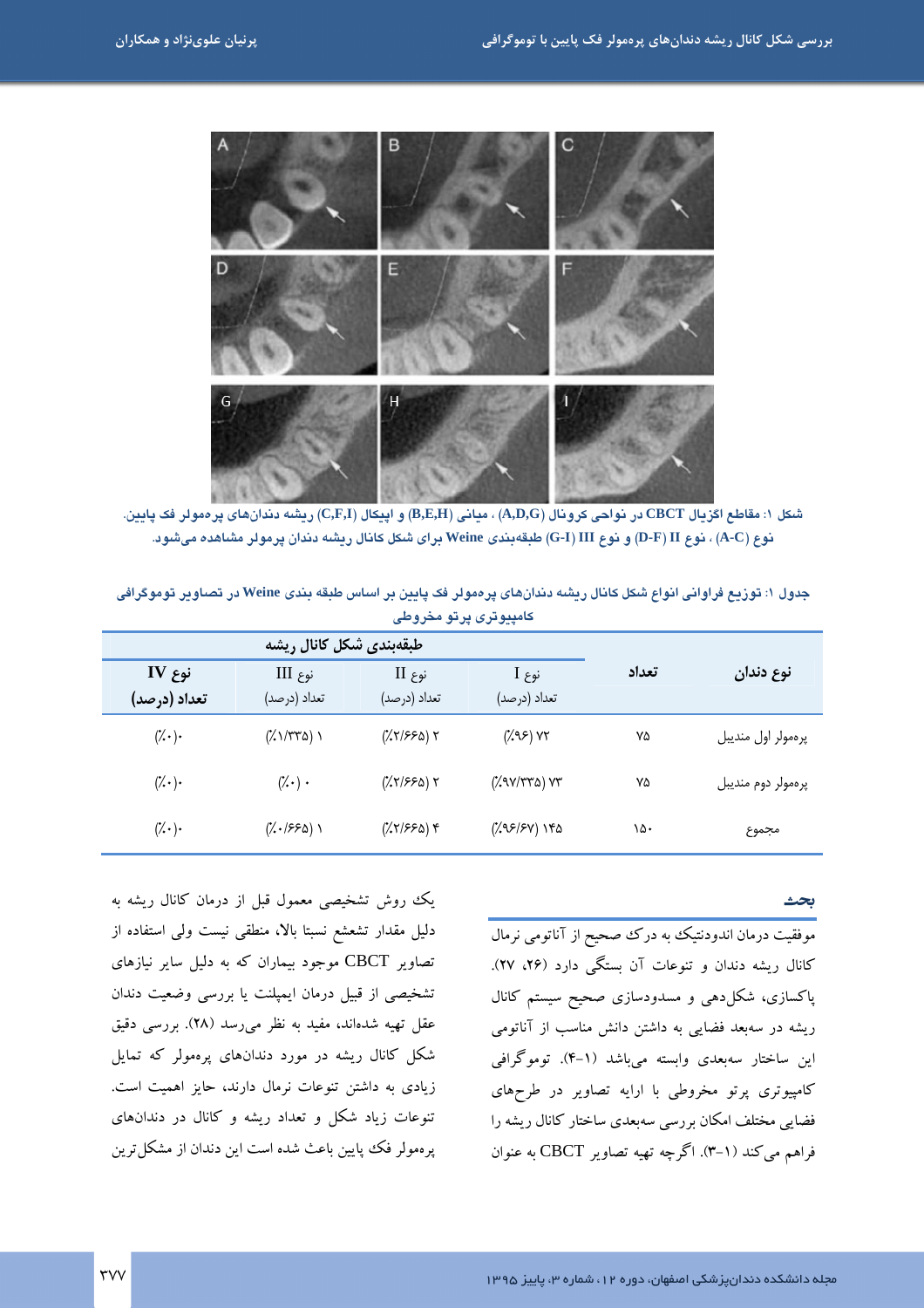شکل ۱: مقاطع اگزیال CBCT در نواحی کرونال (A,D,G) ، میانی (B,E,H) و اپیکال (C,F,I) ریشه دندان‌های پره‌مولر فک پایین.
نوع (A-C) ، نوع II (D-F) و نوع III (G-I) طبقه‌بندی Weine برای شکل کانال ریشه دندان پرمولر مشاهده می‌شود.

جدول ۱: توزیع فراوانی انواع شکل کانال ریشه دندان‌های پره‌مولر فک پایین بر اساس طبقه بندی Weine در تصاویر توموگرافی کامپیوتری پرتو مخروطی

| نوع دندان | تعداد | طبقه‌بندی شکل کانال ریشه | | | |
|---|---|---|---|---|---|
| | | نوع I<br>تعداد (درصد) | نوع II<br>تعداد (درصد) | نوع III<br>تعداد (درصد) | نوع IV<br>تعداد (درصد) |
| پره‌مولر اول مندیبل | ۷۵ | ۷۲ (۹۶٪) | ۲ (۲/۶۶٪) | ۱ (۱/۳۳٪) | (۰٪)۰ |
| پره‌مولر دوم مندیبل | ۷۵ | ۷۳ (۹۷/۳۳٪) | ۲ (۲/۶۶٪) | ۰ (۰٪) | (۰٪)۰ |
| مجموع | ۱۵۰ | ۱۴۵ (۹۶/۶۷٪) | ۴ (۲/۶۶٪) | ۱ (۰/۶۶٪) | (۰٪)۰ |

## بحث

موفقیت درمان اندودنتیک به درک صحیح از آناتومی نرمال کانال ریشه دندان و تنوعات آن بستگی دارد (۲۶، ۲۷). پاکسازی، شکل‌دهی و مسدودسازی صحیح سیستم کانال ریشه در سه‌بعد فضایی به داشتن دانش مناسب از آناتومی این ساختار سه‌بعدی وابسته می‌باشد (۱-۴). توموگرافی کامپیوتری پرتو مخروطی با ارایه تصاویر در طرح‌های فضایی مختلف امکان بررسی سه‌بعدی ساختار کانال ریشه را فراهم می‌کند (۱-۳). اگرچه تهیه تصاویر CBCT به عنوان یک روش تشخیصی معمول قبل از درمان کانال ریشه به دلیل مقدار تشعشع نسبتا بالا، منطقی نیست ولی استفاده از تصاویر CBCT موجود بیماران که به دلیل سایر نیازهای تشخیصی از قبیل درمان ایمپلنت یا بررسی وضعیت دندان عقل تهیه شده‌اند، مفید به نظر می‌رسد (۲۸). بررسی دقیق شکل کانال ریشه در مورد دندان‌های پره‌مولر که تمایل زیادی به داشتن تنوعات نرمال دارند، حایز اهمیت است. تنوعات زیاد شکل و تعداد ریشه و کانال در دندان‌های پره‌مولر فک پایین باعث شده است این دندان از مشکل‌ترین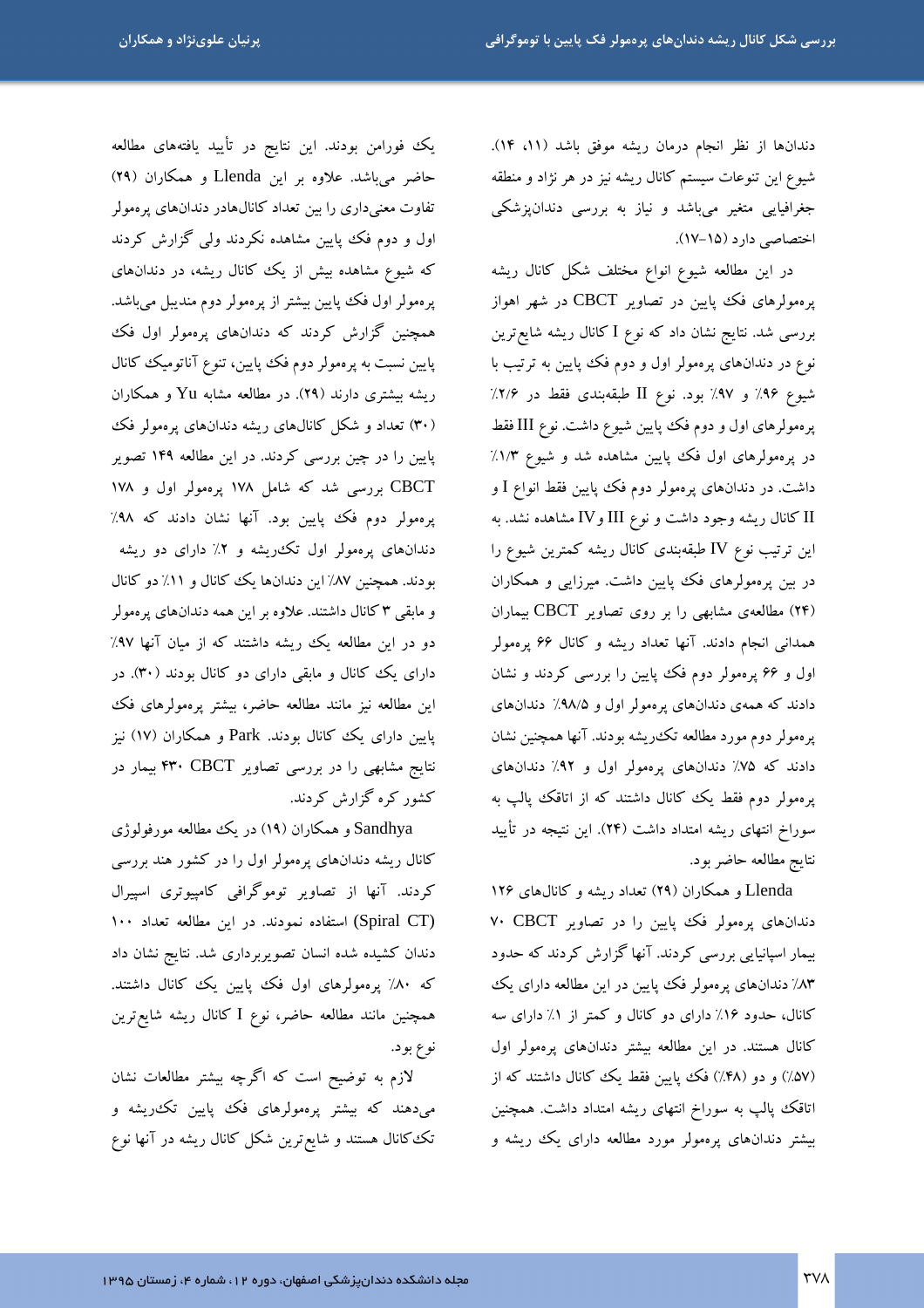دندان‌ها از نظر انجام درمان ریشه موفق باشد (۱۱، ۱۴). شیوع این تنوعات سیستم کانال ریشه نیز در هر نژاد و منطقه جغرافیایی متغیر می‌باشد و نیاز به بررسی دندانپزشکی اختصاصی دارد (۱۵–۱۷).

در این مطالعه شیوع انواع مختلف شکل کانال ریشه پرمولرهای فک پایین در تصاویر CBCT در شهر اهواز بررسی شد. نتایج نشان داد که نوع I کانال ریشه شایع‌ترین نوع در دندان‌های پرمولر اول و دوم فک پایین به ترتیب با شیوع ۹۶٪ و ۹۷٪ بود. نوع II طبقه‌بندی فقط در ۲/۶٪ پرمولرهای اول و دوم فک پایین شیوع داشت. نوع III فقط در پرمولرهای اول فک پایین مشاهده شد و شیوع ۱/۳٪ داشت. در دندان‌های پرمولر دوم فک پایین فقط انواع I و II کانال ریشه وجود داشت و نوع III و IV مشاهده نشد. به این ترتیب نوع IV طبقه‌بندی کانال ریشه کمترین شیوع را در بین پرمولرهای فک پایین داشت. میرزایی و همکاران (۲۴) مطالعه‌ی مشابهی را بر روی تصاویر CBCT بیماران همدانی انجام دادند. آنها تعداد ریشه و کانال ۶۶ پرمولر اول و ۶۶ پرمولر دوم فک پایین را بررسی کردند و نشان دادند که همه‌ی دندان‌های پرمولر اول و ۹۸/۵٪ دندان‌های پرمولر دوم مورد مطالعه تک‌ریشه بودند. آنها همچنین نشان دادند که ۷۵٪ دندان‌های پرمولر اول و ۹۲٪ دندان‌های پرمولر دوم فقط یک کانال داشتند که از اتاقک پالپ به سوراخ انتهای ریشه امتداد داشت (۲۴). این نتیجه در تأیید نتایج مطالعه حاضر بود.

Llenda و همکاران (۲۹) تعداد ریشه و کانال‌های ۱۲۶ دندان‌های پرمولر فک پایین را در تصاویر CBCT ۷۰ بیمار اسپانیایی بررسی کردند. آنها گزارش کردند که حدود ۸۳٪ دندان‌های پرمولر فک پایین در این مطالعه دارای یک کانال، حدود ۱۶٪ دارای دو کانال و کمتر از ۱٪ دارای سه کانال هستند. در این مطالعه بیشتر دندان‌های پرمولر اول (۵۷٪) و دو (۴۸٪) فک پایین فقط یک کانال داشتند که از اتاقک پالپ به سوراخ انتهای ریشه امتداد داشت. همچنین بیشتر دندان‌های پرمولر مورد مطالعه دارای یک ریشه و یک فورامن بودند. این نتایج در تأیید یافته‌های مطالعه حاضر می‌باشد. علاوه بر این Llenda و همکاران (۲۹) تفاوت معنی‌داری را بین تعداد کانال‌هادر دندان‌های پرمولر اول و دوم فک پایین مشاهده نکردند ولی گزارش کردند که شیوع مشاهده بیش از یک کانال ریشه، در دندان‌های پرمولر اول فک پایین بیشتر از پرمولر دوم مندیبل می‌باشد. همچنین گزارش کردند که دندان‌های پرمولر اول فک پایین نسبت به پرمولر دوم فک پایین، تنوع آناتومیک کانال ریشه بیشتری دارند (۲۹). در مطالعه مشابه Yu و همکاران (۳۰) تعداد و شکل کانال‌های ریشه دندان‌های پرمولر فک پایین را در چین بررسی کردند. در این مطالعه ۱۴۹ تصویر CBCT بررسی شد که شامل ۱۷۸ پرمولر اول و ۱۷۸ پرمولر دوم فک پایین بود. آنها نشان دادند که ۹۸٪ دندان‌های پرمولر اول تک‌ریشه و ۲٪ دارای دو ریشه بودند. همچنین ۸۷٪ این دندان‌ها یک کانال و ۱۱٪ دو کانال و مابقی ۳ کانال داشتند. علاوه بر این همه دندان‌های پرمولر دو در این مطالعه یک ریشه داشتند که از میان آنها ۹۷٪ دارای یک کانال و مابقی دارای دو کانال بودند (۳۰). در این مطالعه نیز مانند مطالعه حاضر، بیشتر پرمولرهای فک پایین دارای یک کانال بودند. Park و همکاران (۱۷) نیز نتایج مشابهی را در بررسی تصاویر CBCT ۴۳۰ بیمار در کشور کره گزارش کردند.

Sandhya و همکاران (۱۹) در یک مطالعه مورفولوژی کانال ریشه دندان‌های پرمولر اول را در کشور هند بررسی کردند. آنها از تصاویر توموگرافی کامپیوتری اسپیرال (Spiral CT) استفاده نمودند. در این مطالعه تعداد ۱۰۰ دندان کشیده شده انسان تصویربرداری شد. نتایج نشان داد که ۸۰٪ پرمولرهای اول فک پایین یک کانال داشتند. همچنین مانند مطالعه حاضر، نوع I کانال ریشه شایع‌ترین نوع بود.

لازم به توضیح است که اگرچه بیشتر مطالعات نشان می‌دهند که بیشتر پرمولرهای فک پایین تک‌ریشه و تک‌کانال هستند و شایع‌ترین شکل کانال ریشه در آنها نوع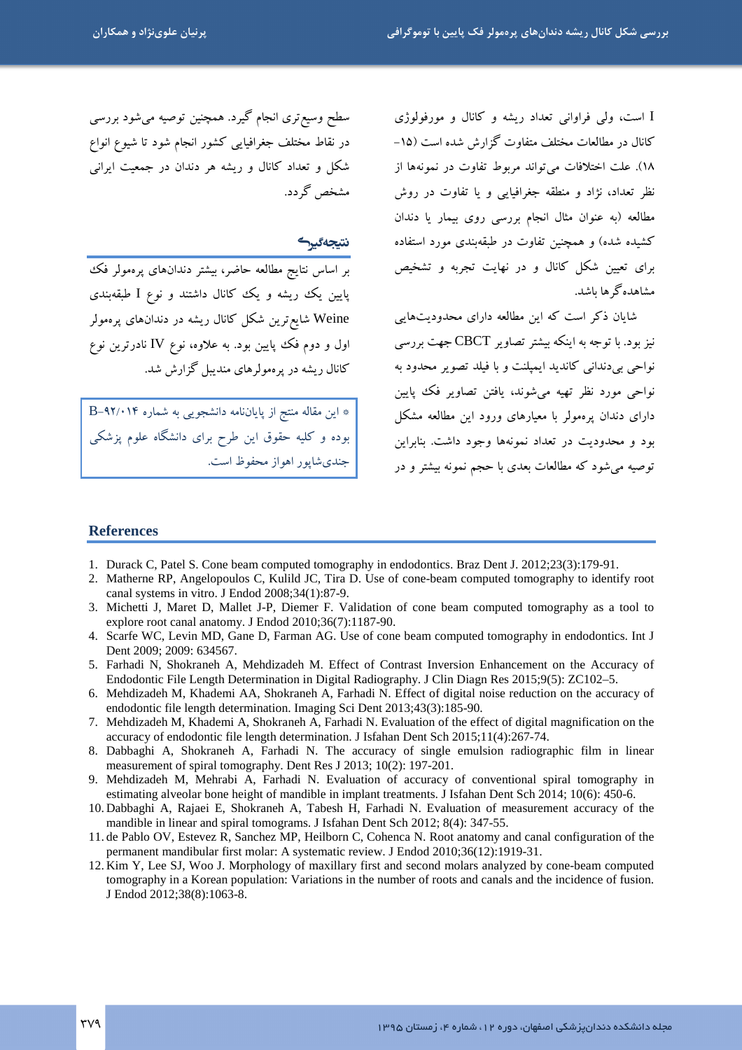I است، ولی فراوانی تعداد ریشه و کانال و مورفولوژی کانال در مطالعات مختلف متفاوت گزارش شده است (۱۵-۱۸). علت اختلافات می‌تواند مربوط تفاوت در نمونه‌ها از نظر تعداد، نژاد و منطقه جغرافیایی و یا تفاوت در روش مطالعه (به عنوان مثال انجام بررسی روی بیمار یا دندان کشیده شده) و همچنین تفاوت در طبقه‌بندی مورد استفاده برای تعیین شکل کانال و در نهایت تجربه و تشخیص مشاهده‌گرها باشد.

شایان ذکر است که این مطالعه دارای محدودیت‌هایی نیز بود. با توجه به اینکه بیشتر تصاویر CBCT جهت بررسی نواحی بی‌دندانی کاندید ایمپلنت و با فیلد تصویر محدود به نواحی مورد نظر تهیه می‌شوند، یافتن تصاویر فک پایین دارای دندان پرمولر با معیارهای ورود این مطالعه مشکل بود و محدودیت در تعداد نمونه‌ها وجود داشت. بنابراین توصیه می‌شود که مطالعات بعدی با حجم نمونه بیشتر و در سطح وسیع‌تری انجام گیرد. همچنین توصیه می‌شود بررسی در نقاط مختلف جغرافیایی کشور انجام شود تا شیوع انواع شکل و تعداد کانال و ریشه هر دندان در جمعیت ایرانی مشخص گردد.

## نتیجه‌گیری

بر اساس نتایج مطالعه حاضر، بیشتر دندان‌های پرمولر فک پایین یک ریشه و یک کانال داشتند و نوع I طبقه‌بندی Weine شایع‌ترین شکل کانال ریشه در دندان‌های پرمولر اول و دوم فک پایین بود. به علاوه، نوع IV نادرترین نوع کانال ریشه در پرمولرهای مندیبل گزارش شد.

* این مقاله منتج از پایان‌نامه دانشجویی به شماره B-۹۲/۰۱۴ بوده و کلیه حقوق این طرح برای دانشگاه علوم پزشکی جندی‌شاپور اهواز محفوظ است.

## References

1. Durack C, Patel S. Cone beam computed tomography in endodontics. Braz Dent J. 2012;23(3):179-91.
2. Matherne RP, Angelopoulos C, Kulild JC, Tira D. Use of cone-beam computed tomography to identify root canal systems in vitro. J Endod 2008;34(1):87-9.
3. Michetti J, Maret D, Mallet J-P, Diemer F. Validation of cone beam computed tomography as a tool to explore root canal anatomy. J Endod 2010;36(7):1187-90.
4. Scarfe WC, Levin MD, Gane D, Farman AG. Use of cone beam computed tomography in endodontics. Int J Dent 2009; 2009: 634567.
5. Farhadi N, Shokraneh A, Mehdizadeh M. Effect of Contrast Inversion Enhancement on the Accuracy of Endodontic File Length Determination in Digital Radiography. J Clin Diagn Res 2015;9(5): ZC102–5.
6. Mehdizadeh M, Khademi AA, Shokraneh A, Farhadi N. Effect of digital noise reduction on the accuracy of endodontic file length determination. Imaging Sci Dent 2013;43(3):185-90.
7. Mehdizadeh M, Khademi A, Shokraneh A, Farhadi N. Evaluation of the effect of digital magnification on the accuracy of endodontic file length determination. J Isfahan Dent Sch 2015;11(4):267-74.
8. Dabbaghi A, Shokraneh A, Farhadi N. The accuracy of single emulsion radiographic film in linear measurement of spiral tomography. Dent Res J 2013; 10(2): 197-201.
9. Mehdizadeh M, Mehrabi A, Farhadi N. Evaluation of accuracy of conventional spiral tomography in estimating alveolar bone height of mandible in implant treatments. J Isfahan Dent Sch 2014; 10(6): 450-6.
10. Dabbaghi A, Rajaei E, Shokraneh A, Tabesh H, Farhadi N. Evaluation of measurement accuracy of the mandible in linear and spiral tomograms. J Isfahan Dent Sch 2012; 8(4): 347-55.
11. de Pablo OV, Estevez R, Sanchez MP, Heilborn C, Cohenca N. Root anatomy and canal configuration of the permanent mandibular first molar: A systematic review. J Endod 2010;36(12):1919-31.
12. Kim Y, Lee SJ, Woo J. Morphology of maxillary first and second molars analyzed by cone-beam computed tomography in a Korean population: Variations in the number of roots and canals and the incidence of fusion. J Endod 2012;38(8):1063-8.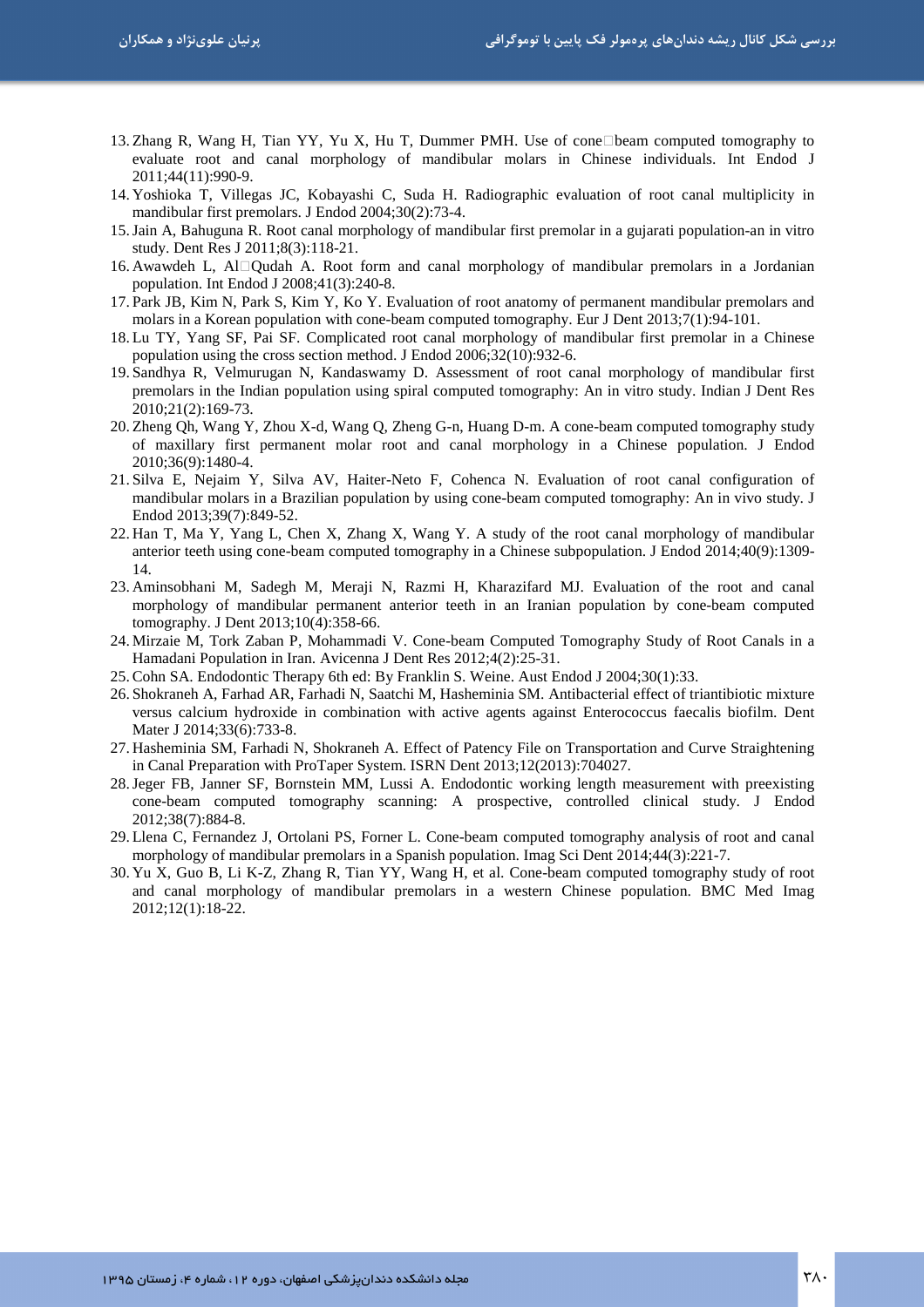13. Zhang R, Wang H, Tian YY, Yu X, Hu T, Dummer PMH. Use of cone□beam computed tomography to evaluate root and canal morphology of mandibular molars in Chinese individuals. Int Endod J 2011;44(11):990-9.
14. Yoshioka T, Villegas JC, Kobayashi C, Suda H. Radiographic evaluation of root canal multiplicity in mandibular first premolars. J Endod 2004;30(2):73-4.
15. Jain A, Bahuguna R. Root canal morphology of mandibular first premolar in a gujarati population-an in vitro study. Dent Res J 2011;8(3):118-21.
16. Awawdeh L, Al□Qudah A. Root form and canal morphology of mandibular premolars in a Jordanian population. Int Endod J 2008;41(3):240-8.
17. Park JB, Kim N, Park S, Kim Y, Ko Y. Evaluation of root anatomy of permanent mandibular premolars and molars in a Korean population with cone-beam computed tomography. Eur J Dent 2013;7(1):94-101.
18. Lu TY, Yang SF, Pai SF. Complicated root canal morphology of mandibular first premolar in a Chinese population using the cross section method. J Endod 2006;32(10):932-6.
19. Sandhya R, Velmurugan N, Kandaswamy D. Assessment of root canal morphology of mandibular first premolars in the Indian population using spiral computed tomography: An in vitro study. Indian J Dent Res 2010;21(2):169-73.
20. Zheng Qh, Wang Y, Zhou X-d, Wang Q, Zheng G-n, Huang D-m. A cone-beam computed tomography study of maxillary first permanent molar root and canal morphology in a Chinese population. J Endod 2010;36(9):1480-4.
21. Silva E, Nejaim Y, Silva AV, Haiter-Neto F, Cohenca N. Evaluation of root canal configuration of mandibular molars in a Brazilian population by using cone-beam computed tomography: An in vivo study. J Endod 2013;39(7):849-52.
22. Han T, Ma Y, Yang L, Chen X, Zhang X, Wang Y. A study of the root canal morphology of mandibular anterior teeth using cone-beam computed tomography in a Chinese subpopulation. J Endod 2014;40(9):1309-14.
23. Aminsobhani M, Sadegh M, Meraji N, Razmi H, Kharazifard MJ. Evaluation of the root and canal morphology of mandibular permanent anterior teeth in an Iranian population by cone-beam computed tomography. J Dent 2013;10(4):358-66.
24. Mirzaie M, Tork Zaban P, Mohammadi V. Cone-beam Computed Tomography Study of Root Canals in a Hamadani Population in Iran. Avicenna J Dent Res 2012;4(2):25-31.
25. Cohn SA. Endodontic Therapy 6th ed: By Franklin S. Weine. Aust Endod J 2004;30(1):33.
26. Shokraneh A, Farhad AR, Farhadi N, Saatchi M, Hasheminia SM. Antibacterial effect of triantibiotic mixture versus calcium hydroxide in combination with active agents against Enterococcus faecalis biofilm. Dent Mater J 2014;33(6):733-8.
27. Hasheminia SM, Farhadi N, Shokraneh A. Effect of Patency File on Transportation and Curve Straightening in Canal Preparation with ProTaper System. ISRN Dent 2013;12(2013):704027.
28. Jeger FB, Janner SF, Bornstein MM, Lussi A. Endodontic working length measurement with preexisting cone-beam computed tomography scanning: A prospective, controlled clinical study. J Endod 2012;38(7):884-8.
29. Llena C, Fernandez J, Ortolani PS, Forner L. Cone-beam computed tomography analysis of root and canal morphology of mandibular premolars in a Spanish population. Imag Sci Dent 2014;44(3):221-7.
30. Yu X, Guo B, Li K-Z, Zhang R, Tian YY, Wang H, et al. Cone-beam computed tomography study of root and canal morphology of mandibular premolars in a western Chinese population. BMC Med Imag 2012;12(1):18-22.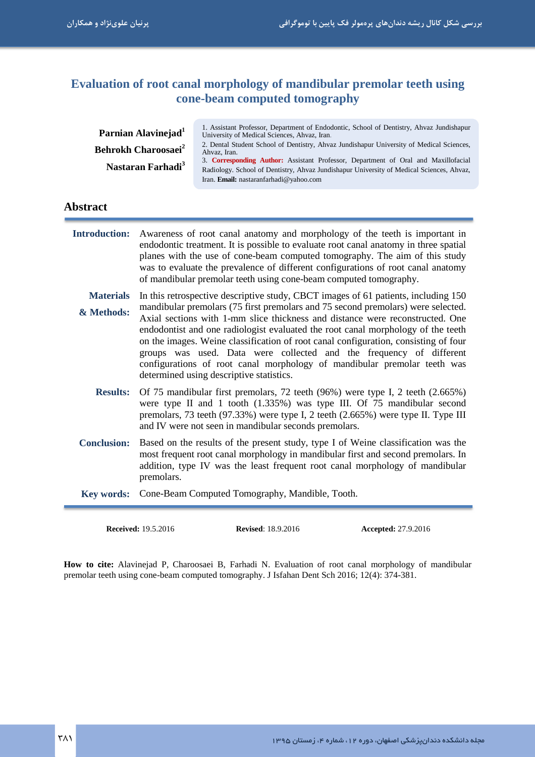# Evaluation of root canal morphology of mandibular premolar teeth using cone-beam computed tomography

**Parnian Alavinejad**[1]
**Behrokh Charoosaei**[2]
**Nastaran Farhadi**[3]

1. Assistant Professor, Department of Endodontic, School of Dentistry, Ahvaz Jundishapur University of Medical Sciences, Ahvaz, Iran.
2. Dental Student School of Dentistry, Ahvaz Jundishapur University of Medical Sciences, Ahvaz, Iran.
3. **Corresponding Author:** Assistant Professor, Department of Oral and Maxillofacial Radiology. School of Dentistry, Ahvaz Jundishapur University of Medical Sciences, Ahvaz, Iran. **Email:** nastaranfarhadi@yahoo.com

## Abstract

**Introduction:** Awareness of root canal anatomy and morphology of the teeth is important in endodontic treatment. It is possible to evaluate root canal anatomy in three spatial planes with the use of cone-beam computed tomography. The aim of this study was to evaluate the prevalence of different configurations of root canal anatomy of mandibular premolar teeth using cone-beam computed tomography.

**Materials & Methods:** In this retrospective descriptive study, CBCT images of 61 patients, including 150 mandibular premolars (75 first premolars and 75 second premolars) were selected. Axial sections with 1-mm slice thickness and distance were reconstructed. One endodontist and one radiologist evaluated the root canal morphology of the teeth on the images. Weine classification of root canal configuration, consisting of four groups was used. Data were collected and the frequency of different configurations of root canal morphology of mandibular premolar teeth was determined using descriptive statistics.

**Results:** Of 75 mandibular first premolars, 72 teeth (96%) were type I, 2 teeth (2.665%) were type II and 1 tooth (1.335%) was type III. Of 75 mandibular second premolars, 73 teeth (97.33%) were type I, 2 teeth (2.665%) were type II. Type III and IV were not seen in mandibular seconds premolars.

**Conclusion:** Based on the results of the present study, type I of Weine classification was the most frequent root canal morphology in mandibular first and second premolars. In addition, type IV was the least frequent root canal morphology of mandibular premolars.

**Key words:** Cone-Beam Computed Tomography, Mandible, Tooth.

**Received:** 19.5.2016 **Revised**: 18.9.2016 **Accepted:** 27.9.2016

**How to cite:** Alavinejad P, Charoosaei B, Farhadi N. Evaluation of root canal morphology of mandibular premolar teeth using cone-beam computed tomography. J Isfahan Dent Sch 2016; 12(4): 374-381.